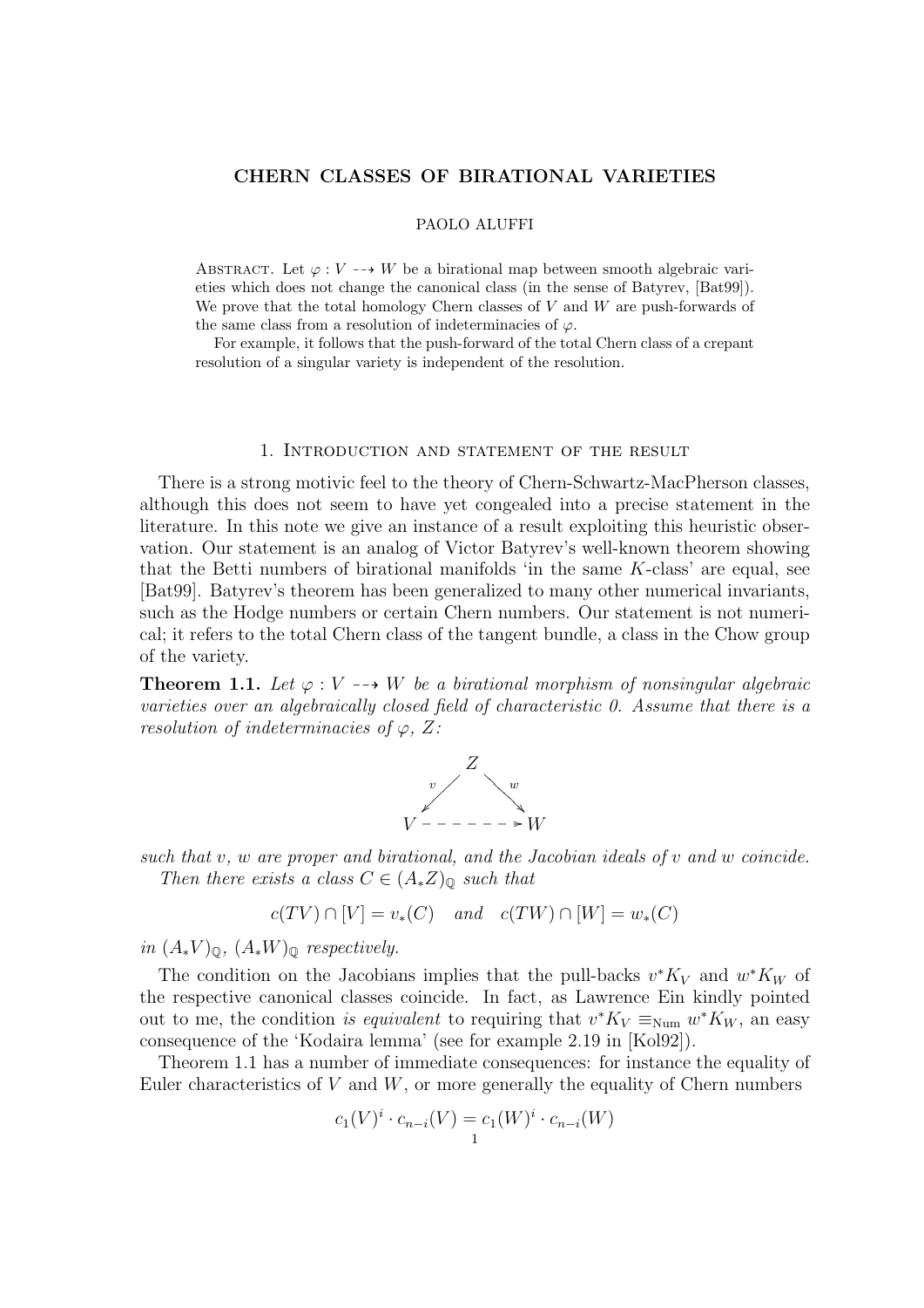# CHERN CLASSES OF BIRATIONAL VARIETIES

PAOLO ALUFFI

Abstract. Let $\varphi : V \dashrightarrow W$ be a birational map between smooth algebraic varieties which does not change the canonical class (in the sense of Batyrev, [Bat99]). We prove that the total homology Chern classes of $V$ and $W$ are push-forwards of the same class from a resolution of indeterminacies of $\varphi$.

For example, it follows that the push-forward of the total Chern class of a crepant resolution of a singular variety is independent of the resolution.

## 1. Introduction and statement of the result

There is a strong motivic feel to the theory of Chern-Schwartz-MacPherson classes, although this does not seem to have yet congealed into a precise statement in the literature. In this note we give an instance of a result exploiting this heuristic observation. Our statement is an analog of Victor Batyrev's well-known theorem showing that the Betti numbers of birational manifolds 'in the same $K$-class' are equal, see [Bat99]. Batyrev's theorem has been generalized to many other numerical invariants, such as the Hodge numbers or certain Chern numbers. Our statement is not numerical; it refers to the total Chern class of the tangent bundle, a class in the Chow group of the variety.

**Theorem 1.1.** *Let $\varphi : V \dashrightarrow W$ be a birational morphism of nonsingular algebraic varieties over an algebraically closed field of characteristic 0. Assume that there is a resolution of indeterminacies of $\varphi$, $Z$:*

$$\begin{array}{ccc} & Z & \\ {}^{v}\swarrow & & \searrow^{w} \\ V & \dashrightarrow & W \end{array}$$

*such that $v$, $w$ are proper and birational, and the Jacobian ideals of $v$ and $w$ coincide.*

*Then there exists a class $C \in (A_*Z)_{\mathbb{Q}}$ such that*

$$c(TV) \cap [V] = v_*(C) \quad \text{and} \quad c(TW) \cap [W] = w_*(C)$$

*in $(A_*V)_{\mathbb{Q}}$, $(A_*W)_{\mathbb{Q}}$ respectively.*

The condition on the Jacobians implies that the pull-backs $v^*K_V$ and $w^*K_W$ of the respective canonical classes coincide. In fact, as Lawrence Ein kindly pointed out to me, the condition *is equivalent* to requiring that $v^*K_V \equiv_{\text{Num}} w^*K_W$, an easy consequence of the 'Kodaira lemma' (see for example 2.19 in [Kol92]).

Theorem 1.1 has a number of immediate consequences: for instance the equality of Euler characteristics of $V$ and $W$, or more generally the equality of Chern numbers

$$c_1(V)^i \cdot c_{n-i}(V) = c_1(W)^i \cdot c_{n-i}(W)$$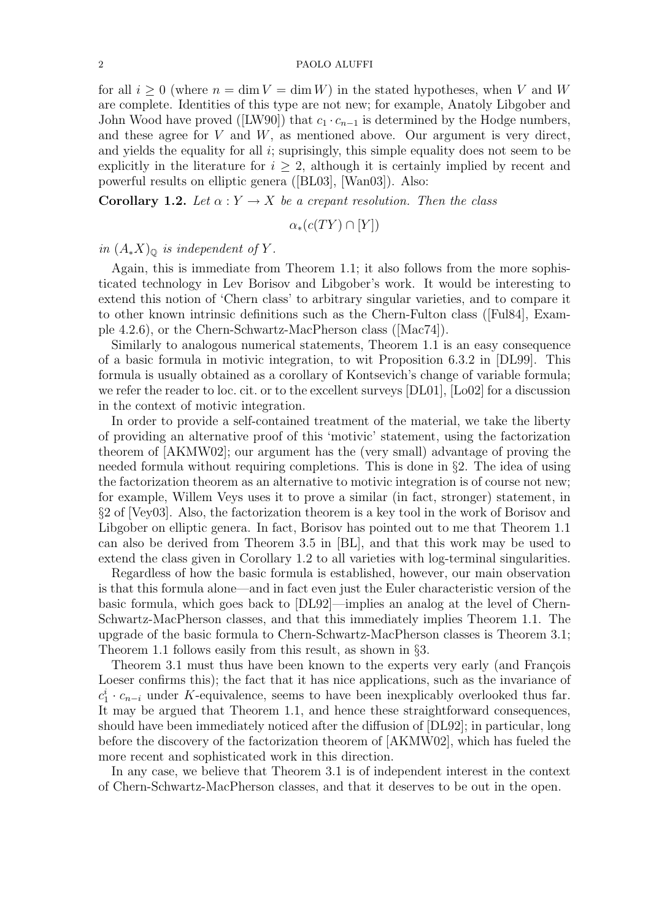for all $i \geq 0$ (where $n = \dim V = \dim W$) in the stated hypotheses, when $V$ and $W$ are complete. Identities of this type are not new; for example, Anatoly Libgober and John Wood have proved ([LW90]) that $c_1 \cdot c_{n-1}$ is determined by the Hodge numbers, and these agree for $V$ and $W$, as mentioned above. Our argument is very direct, and yields the equality for all $i$; suprisingly, this simple equality does not seem to be explicitly in the literature for $i \geq 2$, although it is certainly implied by recent and powerful results on elliptic genera ([BL03], [Wan03]). Also:

**Corollary 1.2.** *Let $\alpha : Y \to X$ be a crepant resolution. Then the class*

$$\alpha_*(c(TY) \cap [Y])$$

*in $(A_*X)_{\mathbb{Q}}$ is independent of $Y$.*

Again, this is immediate from Theorem 1.1; it also follows from the more sophisticated technology in Lev Borisov and Libgober's work. It would be interesting to extend this notion of 'Chern class' to arbitrary singular varieties, and to compare it to other known intrinsic definitions such as the Chern-Fulton class ([Ful84], Example 4.2.6), or the Chern-Schwartz-MacPherson class ([Mac74]).

Similarly to analogous numerical statements, Theorem 1.1 is an easy consequence of a basic formula in motivic integration, to wit Proposition 6.3.2 in [DL99]. This formula is usually obtained as a corollary of Kontsevich's change of variable formula; we refer the reader to loc. cit. or to the excellent surveys [DL01], [Lo02] for a discussion in the context of motivic integration.

In order to provide a self-contained treatment of the material, we take the liberty of providing an alternative proof of this 'motivic' statement, using the factorization theorem of [AKMW02]; our argument has the (very small) advantage of proving the needed formula without requiring completions. This is done in §2. The idea of using the factorization theorem as an alternative to motivic integration is of course not new; for example, Willem Veys uses it to prove a similar (in fact, stronger) statement, in §2 of [Vey03]. Also, the factorization theorem is a key tool in the work of Borisov and Libgober on elliptic genera. In fact, Borisov has pointed out to me that Theorem 1.1 can also be derived from Theorem 3.5 in [BL], and that this work may be used to extend the class given in Corollary 1.2 to all varieties with log-terminal singularities.

Regardless of how the basic formula is established, however, our main observation is that this formula alone—and in fact even just the Euler characteristic version of the basic formula, which goes back to [DL92]—implies an analog at the level of Chern-Schwartz-MacPherson classes, and that this immediately implies Theorem 1.1. The upgrade of the basic formula to Chern-Schwartz-MacPherson classes is Theorem 3.1; Theorem 1.1 follows easily from this result, as shown in §3.

Theorem 3.1 must thus have been known to the experts very early (and François Loeser confirms this); the fact that it has nice applications, such as the invariance of $c_1^i \cdot c_{n-i}$ under $K$-equivalence, seems to have been inexplicably overlooked thus far. It may be argued that Theorem 1.1, and hence these straightforward consequences, should have been immediately noticed after the diffusion of [DL92]; in particular, long before the discovery of the factorization theorem of [AKMW02], which has fueled the more recent and sophisticated work in this direction.

In any case, we believe that Theorem 3.1 is of independent interest in the context of Chern-Schwartz-MacPherson classes, and that it deserves to be out in the open.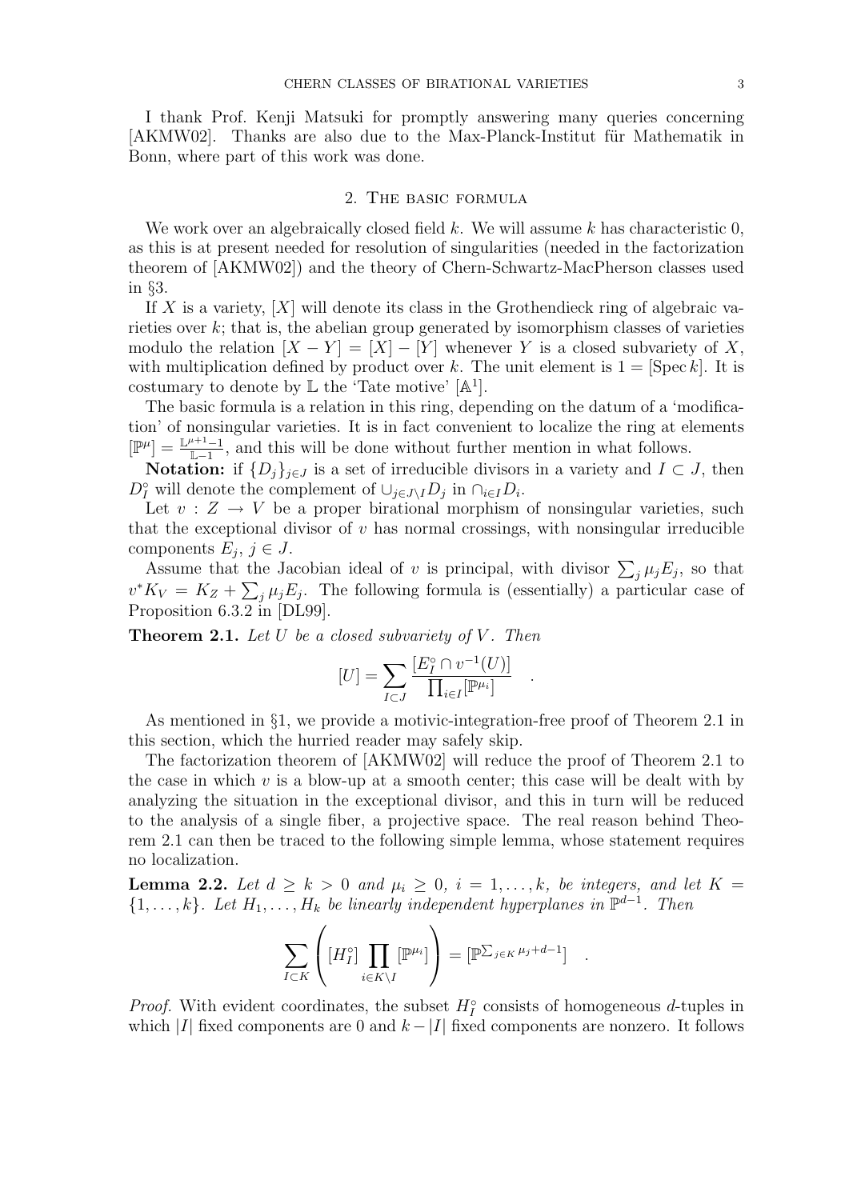I thank Prof. Kenji Matsuki for promptly answering many queries concerning [AKMW02]. Thanks are also due to the Max-Planck-Institut für Mathematik in Bonn, where part of this work was done.

## 2. The basic formula

We work over an algebraically closed field $k$. We will assume $k$ has characteristic 0, as this is at present needed for resolution of singularities (needed in the factorization theorem of [AKMW02]) and the theory of Chern-Schwartz-MacPherson classes used in §3.

If $X$ is a variety, $[X]$ will denote its class in the Grothendieck ring of algebraic varieties over $k$; that is, the abelian group generated by isomorphism classes of varieties modulo the relation $[X - Y] = [X] - [Y]$ whenever $Y$ is a closed subvariety of $X$, with multiplication defined by product over $k$. The unit element is $1 = [\operatorname{Spec} k]$. It is costumary to denote by $\mathbb{L}$ the 'Tate motive' $[\mathbb{A}^1]$.

The basic formula is a relation in this ring, depending on the datum of a 'modification' of nonsingular varieties. It is in fact convenient to localize the ring at elements $[\mathbb{P}^\mu] = \frac{\mathbb{L}^{\mu+1}-1}{\mathbb{L}-1}$, and this will be done without further mention in what follows.

**Notation:** if $\{D_j\}_{j\in J}$ is a set of irreducible divisors in a variety and $I \subset J$, then $D_I^\circ$ will denote the complement of $\cup_{j\in J\setminus I} D_j$ in $\cap_{i\in I} D_i$.

Let $v : Z \to V$ be a proper birational morphism of nonsingular varieties, such that the exceptional divisor of $v$ has normal crossings, with nonsingular irreducible components $E_j$, $j \in J$.

Assume that the Jacobian ideal of $v$ is principal, with divisor $\sum_j \mu_j E_j$, so that $v^* K_V = K_Z + \sum_j \mu_j E_j$. The following formula is (essentially) a particular case of Proposition 6.3.2 in [DL99].

**Theorem 2.1.** *Let $U$ be a closed subvariety of $V$. Then*

$$[U] = \sum_{I\subset J} \frac{[E_I^\circ \cap v^{-1}(U)]}{\prod_{i\in I}[\mathbb{P}^{\mu_i}]} \quad .$$

As mentioned in §1, we provide a motivic-integration-free proof of Theorem 2.1 in this section, which the hurried reader may safely skip.

The factorization theorem of [AKMW02] will reduce the proof of Theorem 2.1 to the case in which $v$ is a blow-up at a smooth center; this case will be dealt with by analyzing the situation in the exceptional divisor, and this in turn will be reduced to the analysis of a single fiber, a projective space. The real reason behind Theorem 2.1 can then be traced to the following simple lemma, whose statement requires no localization.

**Lemma 2.2.** *Let $d \geq k > 0$ and $\mu_i \geq 0$, $i = 1, \dots, k$, be integers, and let $K = \{1, \dots, k\}$. Let $H_1, \dots, H_k$ be linearly independent hyperplanes in $\mathbb{P}^{d-1}$. Then*

$$\sum_{I\subset K} \left( [H_I^\circ] \prod_{i\in K\setminus I} [\mathbb{P}^{\mu_i}] \right) = [\mathbb{P}^{\sum_{j\in K} \mu_j + d - 1}] \quad .$$

*Proof.* With evident coordinates, the subset $H_I^\circ$ consists of homogeneous $d$-tuples in which $|I|$ fixed components are 0 and $k - |I|$ fixed components are nonzero. It follows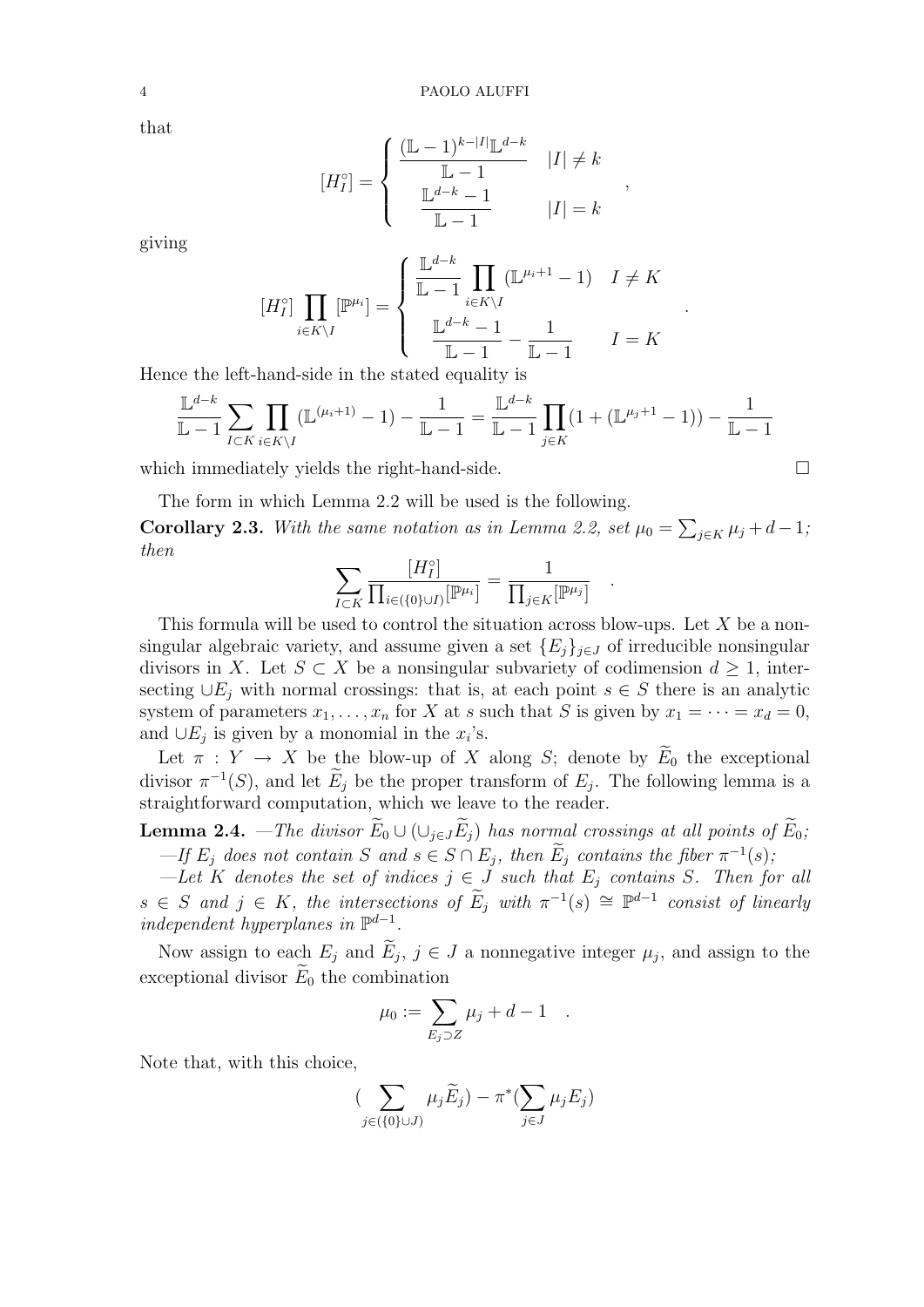that

$$[H_I^\circ] = \begin{cases} \dfrac{(\mathbb{L}-1)^{k-|I|}\mathbb{L}^{d-k}}{\mathbb{L}-1} & |I| \neq k \\ \dfrac{\mathbb{L}^{d-k}-1}{\mathbb{L}-1} & |I| = k \end{cases} ,$$

giving

$$[H_I^\circ] \prod_{i \in K \setminus I} [\mathbb{P}^{\mu_i}] = \begin{cases} \dfrac{\mathbb{L}^{d-k}}{\mathbb{L}-1} \displaystyle\prod_{i \in K \setminus I} (\mathbb{L}^{\mu_i+1}-1) & I \neq K \\ \dfrac{\mathbb{L}^{d-k}-1}{\mathbb{L}-1} - \dfrac{1}{\mathbb{L}-1} & I = K \end{cases} .$$

Hence the left-hand-side in the stated equality is

$$\frac{\mathbb{L}^{d-k}}{\mathbb{L}-1} \sum_{I \subset K} \prod_{i \in K \setminus I} (\mathbb{L}^{(\mu_i+1)}-1) - \frac{1}{\mathbb{L}-1} = \frac{\mathbb{L}^{d-k}}{\mathbb{L}-1} \prod_{j \in K} (1 + (\mathbb{L}^{\mu_j+1}-1)) - \frac{1}{\mathbb{L}-1}$$

which immediately yields the right-hand-side. $\square$

The form in which Lemma 2.2 will be used is the following.

**Corollary 2.3.** *With the same notation as in Lemma 2.2, set $\mu_0 = \sum_{j \in K} \mu_j + d - 1$; then*

$$\sum_{I \subset K} \frac{[H_I^\circ]}{\prod_{i \in (\{0\} \cup I)} [\mathbb{P}^{\mu_i}]} = \frac{1}{\prod_{j \in K} [\mathbb{P}^{\mu_j}]} .$$

This formula will be used to control the situation across blow-ups. Let $X$ be a nonsingular algebraic variety, and assume given a set $\{E_j\}_{j \in J}$ of irreducible nonsingular divisors in $X$. Let $S \subset X$ be a nonsingular subvariety of codimension $d \geq 1$, intersecting $\cup E_j$ with normal crossings: that is, at each point $s \in S$ there is an analytic system of parameters $x_1, \dots, x_n$ for $X$ at $s$ such that $S$ is given by $x_1 = \cdots = x_d = 0$, and $\cup E_j$ is given by a monomial in the $x_i$'s.

Let $\pi : Y \to X$ be the blow-up of $X$ along $S$; denote by $\widetilde{E}_0$ the exceptional divisor $\pi^{-1}(S)$, and let $\widetilde{E}_j$ be the proper transform of $E_j$. The following lemma is a straightforward computation, which we leave to the reader.

**Lemma 2.4.** *—The divisor $\widetilde{E}_0 \cup (\cup_{j \in J} \widetilde{E}_j)$ has normal crossings at all points of $\widetilde{E}_0$;*

*—If $E_j$ does not contain $S$ and $s \in S \cap E_j$, then $\widetilde{E}_j$ contains the fiber $\pi^{-1}(s)$;*

*—Let $K$ denotes the set of indices $j \in J$ such that $E_j$ contains $S$. Then for all $s \in S$ and $j \in K$, the intersections of $\widetilde{E}_j$ with $\pi^{-1}(s) \cong \mathbb{P}^{d-1}$ consist of linearly independent hyperplanes in $\mathbb{P}^{d-1}$.*

Now assign to each $E_j$ and $\widetilde{E}_j$, $j \in J$ a nonnegative integer $\mu_j$, and assign to the exceptional divisor $\widetilde{E}_0$ the combination

$$\mu_0 := \sum_{E_j \supset Z} \mu_j + d - 1 .$$

Note that, with this choice,

$$\Big( \sum_{j \in (\{0\} \cup J)} \mu_j \widetilde{E}_j \Big) - \pi^* \Big( \sum_{j \in J} \mu_j E_j \Big)$$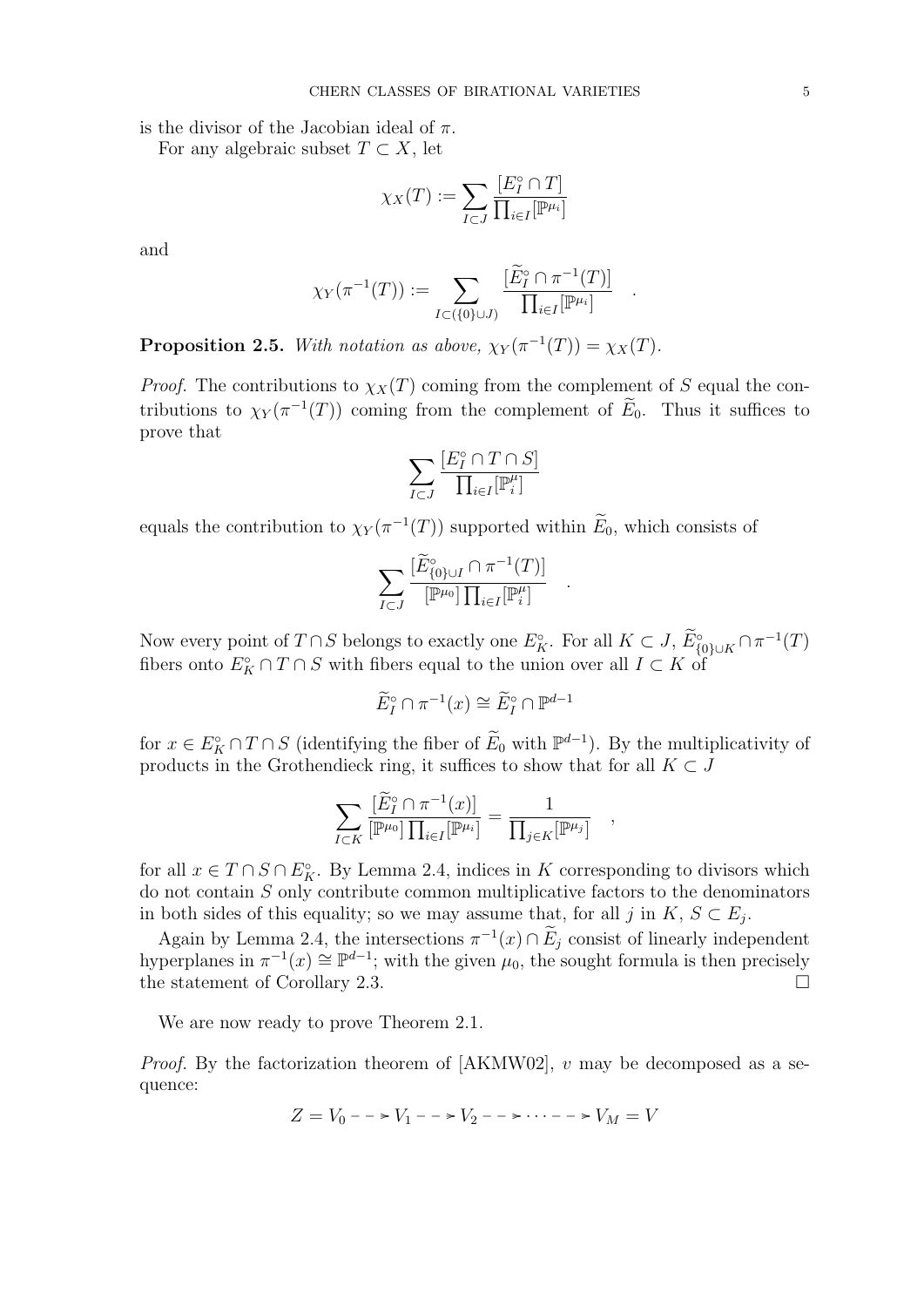is the divisor of the Jacobian ideal of $\pi$.

For any algebraic subset $T \subset X$, let

$$\chi_X(T) := \sum_{I \subset J} \frac{[E_I^\circ \cap T]}{\prod_{i \in I} [\mathbb{P}^{\mu_i}]}$$

and

$$\chi_Y(\pi^{-1}(T)) := \sum_{I \subset (\{0\} \cup J)} \frac{[\widetilde{E}_I^\circ \cap \pi^{-1}(T)]}{\prod_{i \in I} [\mathbb{P}^{\mu_i}]} \quad .$$

**Proposition 2.5.** *With notation as above, $\chi_Y(\pi^{-1}(T)) = \chi_X(T)$.*

*Proof.* The contributions to $\chi_X(T)$ coming from the complement of $S$ equal the contributions to $\chi_Y(\pi^{-1}(T))$ coming from the complement of $\widetilde{E}_0$. Thus it suffices to prove that

$$\sum_{I \subset J} \frac{[E_I^\circ \cap T \cap S]}{\prod_{i \in I} [\mathbb{P}_i^\mu]}$$

equals the contribution to $\chi_Y(\pi^{-1}(T))$ supported within $\widetilde{E}_0$, which consists of

$$\sum_{I \subset J} \frac{[\widetilde{E}_{\{0\} \cup I}^\circ \cap \pi^{-1}(T)]}{[\mathbb{P}^{\mu_0}] \prod_{i \in I} [\mathbb{P}_i^\mu]} \quad .$$

Now every point of $T \cap S$ belongs to exactly one $E_K^\circ$. For all $K \subset J$, $\widetilde{E}_{\{0\} \cup K}^\circ \cap \pi^{-1}(T)$ fibers onto $E_K^\circ \cap T \cap S$ with fibers equal to the union over all $I \subset K$ of

$$\widetilde{E}_I^\circ \cap \pi^{-1}(x) \cong \widetilde{E}_I^\circ \cap \mathbb{P}^{d-1}$$

for $x \in E_K^\circ \cap T \cap S$ (identifying the fiber of $\widetilde{E}_0$ with $\mathbb{P}^{d-1}$). By the multiplicativity of products in the Grothendieck ring, it suffices to show that for all $K \subset J$

$$\sum_{I \subset K} \frac{[\widetilde{E}_I^\circ \cap \pi^{-1}(x)]}{[\mathbb{P}^{\mu_0}] \prod_{i \in I} [\mathbb{P}^{\mu_i}]} = \frac{1}{\prod_{j \in K} [\mathbb{P}^{\mu_j}]} \quad ,$$

for all $x \in T \cap S \cap E_K^\circ$. By Lemma 2.4, indices in $K$ corresponding to divisors which do not contain $S$ only contribute common multiplicative factors to the denominators in both sides of this equality; so we may assume that, for all $j$ in $K$, $S \subset E_j$.

Again by Lemma 2.4, the intersections $\pi^{-1}(x) \cap \widetilde{E}_j$ consist of linearly independent hyperplanes in $\pi^{-1}(x) \cong \mathbb{P}^{d-1}$; with the given $\mu_0$, the sought formula is then precisely the statement of Corollary 2.3. □

We are now ready to prove Theorem 2.1.

*Proof.* By the factorization theorem of [AKMW02], $v$ may be decomposed as a sequence:

$$Z = V_0 \dashrightarrow V_1 \dashrightarrow V_2 \dashrightarrow \cdots \dashrightarrow V_M = V$$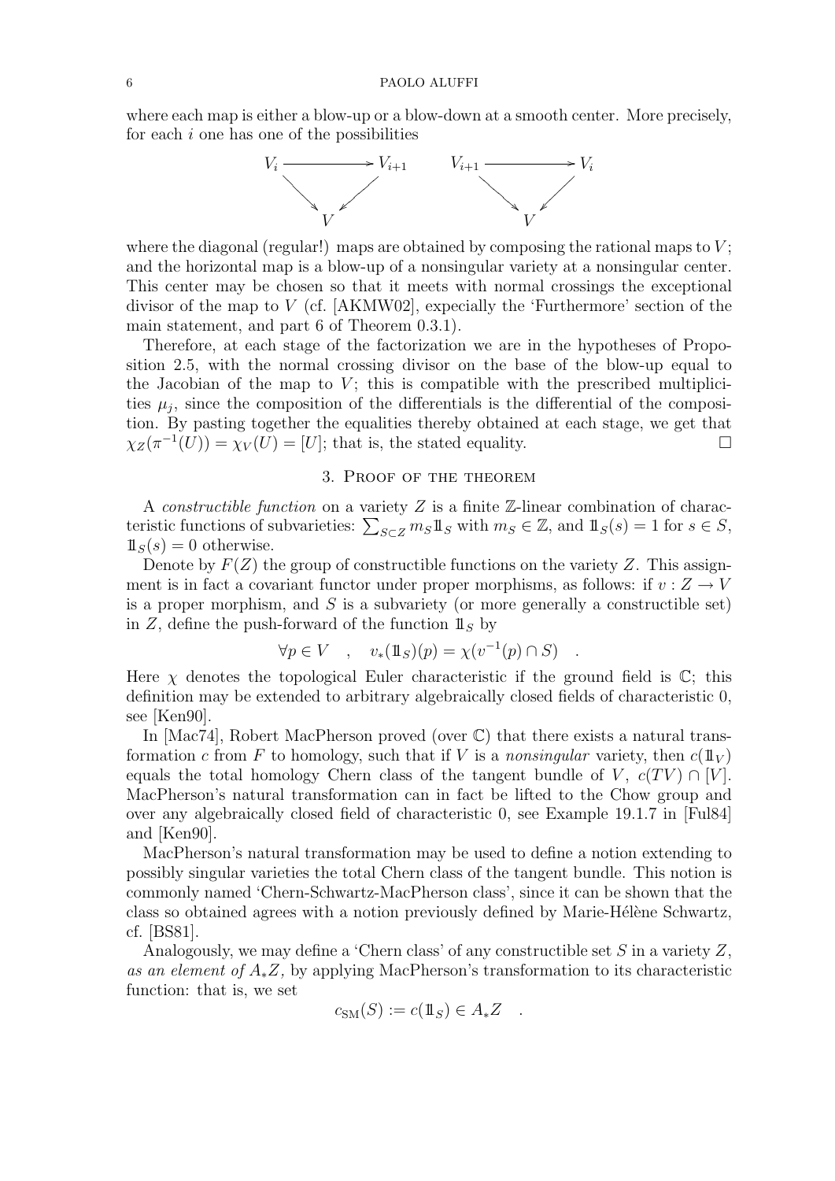where each map is either a blow-up or a blow-down at a smooth center. More precisely, for each $i$ one has one of the possibilities

$$\begin{array}{ccc} V_i & \longrightarrow & V_{i+1} \\ & \searrow \quad \swarrow & \\ & V & \end{array} \qquad \begin{array}{ccc} V_{i+1} & \longrightarrow & V_i \\ & \searrow \quad \swarrow & \\ & V & \end{array}$$

where the diagonal (regular!) maps are obtained by composing the rational maps to $V$; and the horizontal map is a blow-up of a nonsingular variety at a nonsingular center. This center may be chosen so that it meets with normal crossings the exceptional divisor of the map to $V$ (cf. [AKMW02], expecially the 'Furthermore' section of the main statement, and part 6 of Theorem 0.3.1).

Therefore, at each stage of the factorization we are in the hypotheses of Proposition 2.5, with the normal crossing divisor on the base of the blow-up equal to the Jacobian of the map to $V$; this is compatible with the prescribed multiplicities $\mu_j$, since the composition of the differentials is the differential of the composition. By pasting together the equalities thereby obtained at each stage, we get that $\chi_Z(\pi^{-1}(U)) = \chi_V(U) = [U]$; that is, the stated equality. □

## 3. Proof of the theorem

A *constructible function* on a variety $Z$ is a finite $\mathbb{Z}$-linear combination of characteristic functions of subvarieties: $\sum_{S\subset Z} m_S 1\!\!1_S$ with $m_S \in \mathbb{Z}$, and $1\!\!1_S(s) = 1$ for $s \in S$, $1\!\!1_S(s) = 0$ otherwise.

Denote by $F(Z)$ the group of constructible functions on the variety $Z$. This assignment is in fact a covariant functor under proper morphisms, as follows: if $v : Z \to V$ is a proper morphism, and $S$ is a subvariety (or more generally a constructible set) in $Z$, define the push-forward of the function $1\!\!1_S$ by

$$\forall p \in V \quad , \quad v_*(1\!\!1_S)(p) = \chi(v^{-1}(p) \cap S) \quad .$$

Here $\chi$ denotes the topological Euler characteristic if the ground field is $\mathbb{C}$; this definition may be extended to arbitrary algebraically closed fields of characteristic 0, see [Ken90].

In [Mac74], Robert MacPherson proved (over $\mathbb{C}$) that there exists a natural transformation $c$ from $F$ to homology, such that if $V$ is a *nonsingular* variety, then $c(1\!\!1_V)$ equals the total homology Chern class of the tangent bundle of $V$, $c(TV) \cap [V]$. MacPherson's natural transformation can in fact be lifted to the Chow group and over any algebraically closed field of characteristic 0, see Example 19.1.7 in [Ful84] and [Ken90].

MacPherson's natural transformation may be used to define a notion extending to possibly singular varieties the total Chern class of the tangent bundle. This notion is commonly named 'Chern-Schwartz-MacPherson class', since it can be shown that the class so obtained agrees with a notion previously defined by Marie-Hélène Schwartz, cf. [BS81].

Analogously, we may define a 'Chern class' of any constructible set $S$ in a variety $Z$, *as an element of* $A_*Z$*,* by applying MacPherson's transformation to its characteristic function: that is, we set

$$c_{\rm SM}(S) := c(1\!\!1_S) \in A_*Z \quad .$$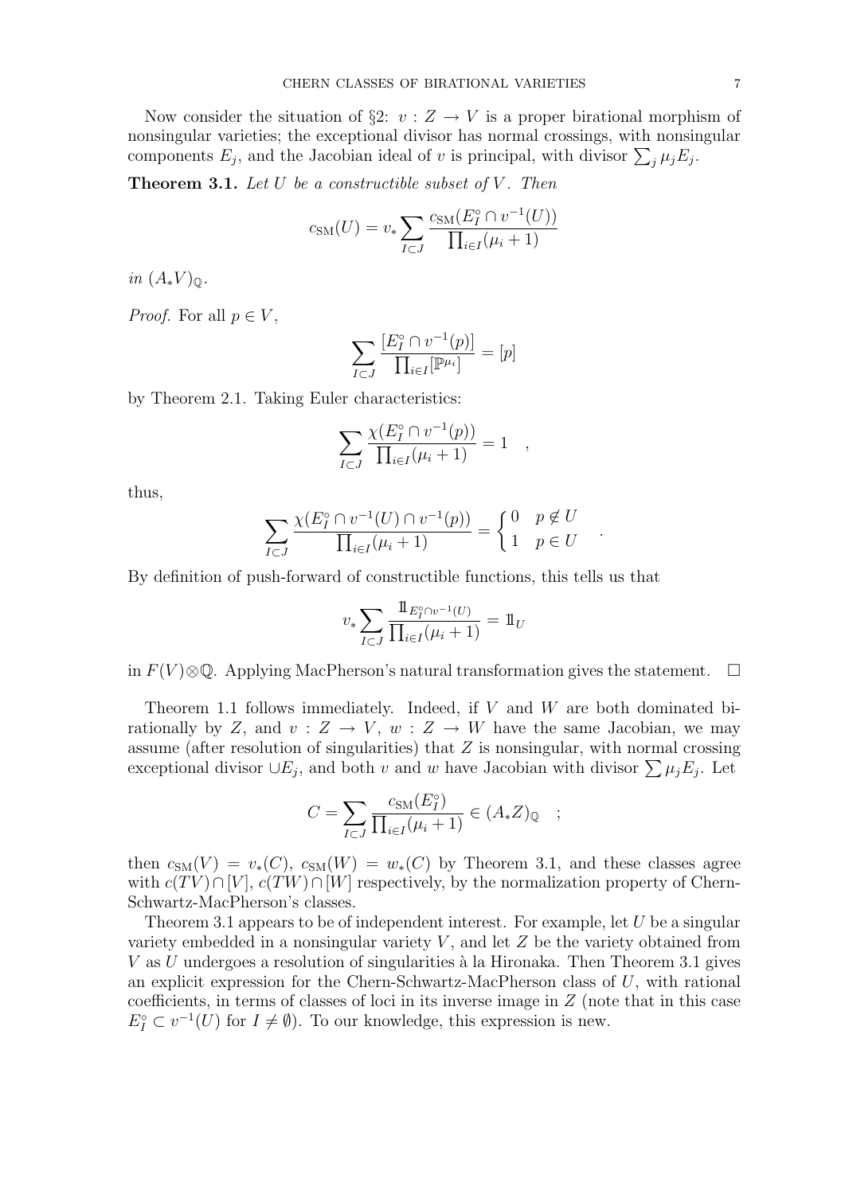Now consider the situation of §2: $v : Z \to V$ is a proper birational morphism of nonsingular varieties; the exceptional divisor has normal crossings, with nonsingular components $E_j$, and the Jacobian ideal of $v$ is principal, with divisor $\sum_j \mu_j E_j$.

**Theorem 3.1.** *Let $U$ be a constructible subset of $V$. Then*

$$c_{\mathrm{SM}}(U) = v_* \sum_{I \subset J} \frac{c_{\mathrm{SM}}(E_I^\circ \cap v^{-1}(U))}{\prod_{i\in I}(\mu_i + 1)}$$

*in $(A_* V)_{\mathbb{Q}}$.*

*Proof.* For all $p \in V$,

$$\sum_{I \subset J} \frac{[E_I^\circ \cap v^{-1}(p)]}{\prod_{i \in I} [\mathbb{P}^{\mu_i}]} = [p]$$

by Theorem 2.1. Taking Euler characteristics:

$$\sum_{I \subset J} \frac{\chi(E_I^\circ \cap v^{-1}(p))}{\prod_{i\in I}(\mu_i + 1)} = 1 \quad ,$$

thus,

$$\sum_{I \subset J} \frac{\chi(E_I^\circ \cap v^{-1}(U) \cap v^{-1}(p))}{\prod_{i\in I}(\mu_i + 1)} = \begin{cases} 0 & p \notin U \\ 1 & p \in U \end{cases} \quad .$$

By definition of push-forward of constructible functions, this tells us that

$$v_* \sum_{I \subset J} \frac{1\!\!1_{E_I^\circ \cap v^{-1}(U)}}{\prod_{i\in I}(\mu_i + 1)} = 1\!\!1_U$$

in $F(V) \otimes \mathbb{Q}$. Applying MacPherson's natural transformation gives the statement. $\square$

Theorem 1.1 follows immediately. Indeed, if $V$ and $W$ are both dominated birationally by $Z$, and $v : Z \to V$, $w : Z \to W$ have the same Jacobian, we may assume (after resolution of singularities) that $Z$ is nonsingular, with normal crossing exceptional divisor $\cup E_j$, and both $v$ and $w$ have Jacobian with divisor $\sum \mu_j E_j$. Let

$$C = \sum_{I \subset J} \frac{c_{\mathrm{SM}}(E_I^\circ)}{\prod_{i\in I}(\mu_i + 1)} \in (A_* Z)_{\mathbb{Q}} \quad ;$$

then $c_{\mathrm{SM}}(V) = v_*(C)$, $c_{\mathrm{SM}}(W) = w_*(C)$ by Theorem 3.1, and these classes agree with $c(TV) \cap [V]$, $c(TW) \cap [W]$ respectively, by the normalization property of Chern-Schwartz-MacPherson's classes.

Theorem 3.1 appears to be of independent interest. For example, let $U$ be a singular variety embedded in a nonsingular variety $V$, and let $Z$ be the variety obtained from $V$ as $U$ undergoes a resolution of singularities à la Hironaka. Then Theorem 3.1 gives an explicit expression for the Chern-Schwartz-MacPherson class of $U$, with rational coefficients, in terms of classes of loci in its inverse image in $Z$ (note that in this case $E_I^\circ \subset v^{-1}(U)$ for $I \neq \emptyset$). To our knowledge, this expression is new.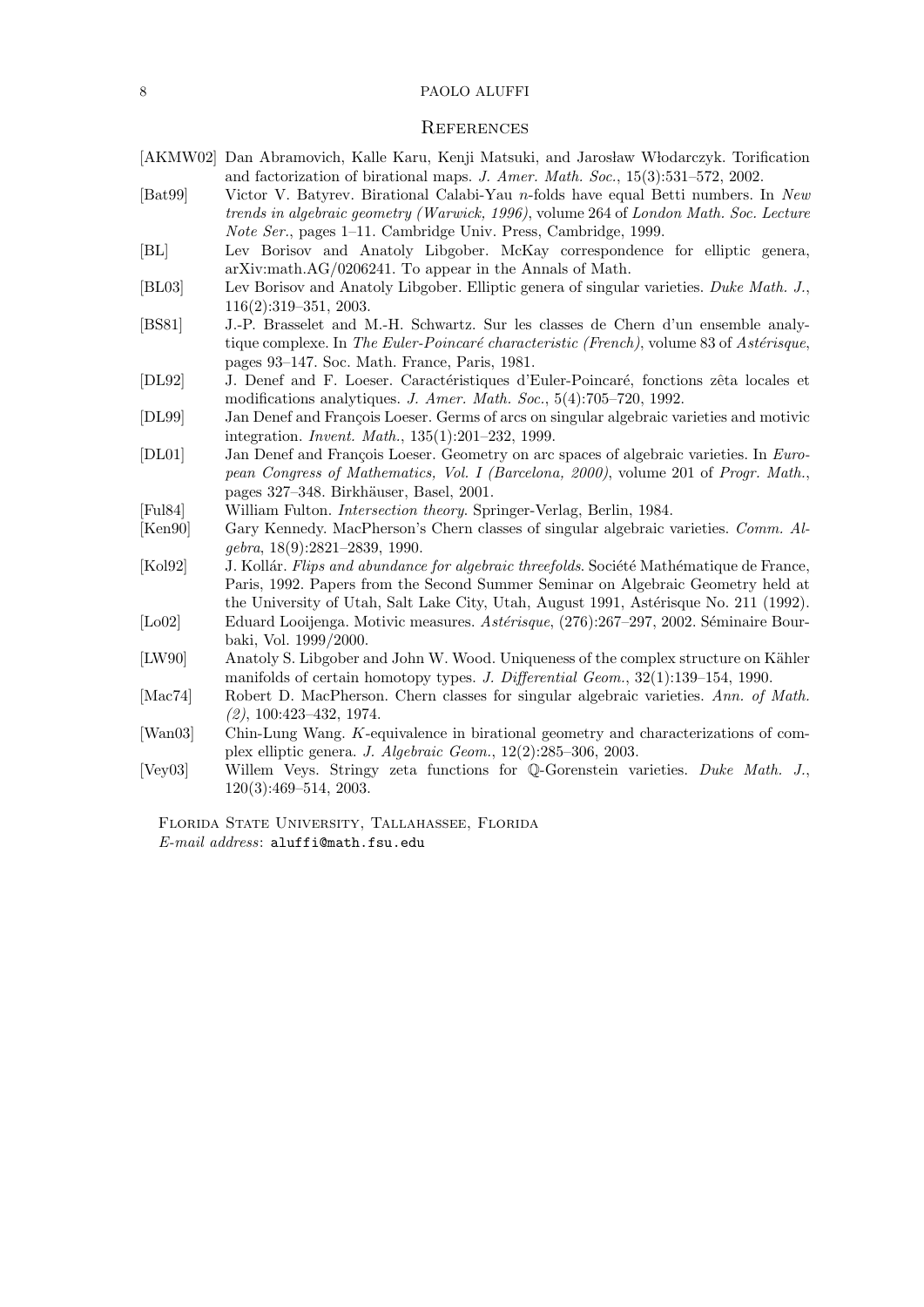## References

[AKMW02] Dan Abramovich, Kalle Karu, Kenji Matsuki, and Jarosław Włodarczyk. Torification and factorization of birational maps. *J. Amer. Math. Soc.*, 15(3):531–572, 2002.

[Bat99] Victor V. Batyrev. Birational Calabi-Yau $n$-folds have equal Betti numbers. In *New trends in algebraic geometry (Warwick, 1996)*, volume 264 of *London Math. Soc. Lecture Note Ser.*, pages 1–11. Cambridge Univ. Press, Cambridge, 1999.

[BL] Lev Borisov and Anatoly Libgober. McKay correspondence for elliptic genera, arXiv:math.AG/0206241. To appear in the Annals of Math.

[BL03] Lev Borisov and Anatoly Libgober. Elliptic genera of singular varieties. *Duke Math. J.*, 116(2):319–351, 2003.

[BS81] J.-P. Brasselet and M.-H. Schwartz. Sur les classes de Chern d'un ensemble analytique complexe. In *The Euler-Poincaré characteristic (French)*, volume 83 of *Astérisque*, pages 93–147. Soc. Math. France, Paris, 1981.

[DL92] J. Denef and F. Loeser. Caractéristiques d'Euler-Poincaré, fonctions zêta locales et modifications analytiques. *J. Amer. Math. Soc.*, 5(4):705–720, 1992.

[DL99] Jan Denef and François Loeser. Germs of arcs on singular algebraic varieties and motivic integration. *Invent. Math.*, 135(1):201–232, 1999.

[DL01] Jan Denef and François Loeser. Geometry on arc spaces of algebraic varieties. In *European Congress of Mathematics, Vol. I (Barcelona, 2000)*, volume 201 of *Progr. Math.*, pages 327–348. Birkhäuser, Basel, 2001.

[Ful84] William Fulton. *Intersection theory*. Springer-Verlag, Berlin, 1984.

[Ken90] Gary Kennedy. MacPherson's Chern classes of singular algebraic varieties. *Comm. Algebra*, 18(9):2821–2839, 1990.

[Kol92] J. Kollár. *Flips and abundance for algebraic threefolds*. Société Mathématique de France, Paris, 1992. Papers from the Second Summer Seminar on Algebraic Geometry held at the University of Utah, Salt Lake City, Utah, August 1991, Astérisque No. 211 (1992).

[Lo02] Eduard Looijenga. Motivic measures. *Astérisque*, (276):267–297, 2002. Séminaire Bourbaki, Vol. 1999/2000.

[LW90] Anatoly S. Libgober and John W. Wood. Uniqueness of the complex structure on Kähler manifolds of certain homotopy types. *J. Differential Geom.*, 32(1):139–154, 1990.

[Mac74] Robert D. MacPherson. Chern classes for singular algebraic varieties. *Ann. of Math. (2)*, 100:423–432, 1974.

[Wan03] Chin-Lung Wang. $K$-equivalence in birational geometry and characterizations of complex elliptic genera. *J. Algebraic Geom.*, 12(2):285–306, 2003.

[Vey03] Willem Veys. Stringy zeta functions for $\mathbb{Q}$-Gorenstein varieties. *Duke Math. J.*, 120(3):469–514, 2003.

Florida State University, Tallahassee, Florida
*E-mail address*: `aluffi@math.fsu.edu`